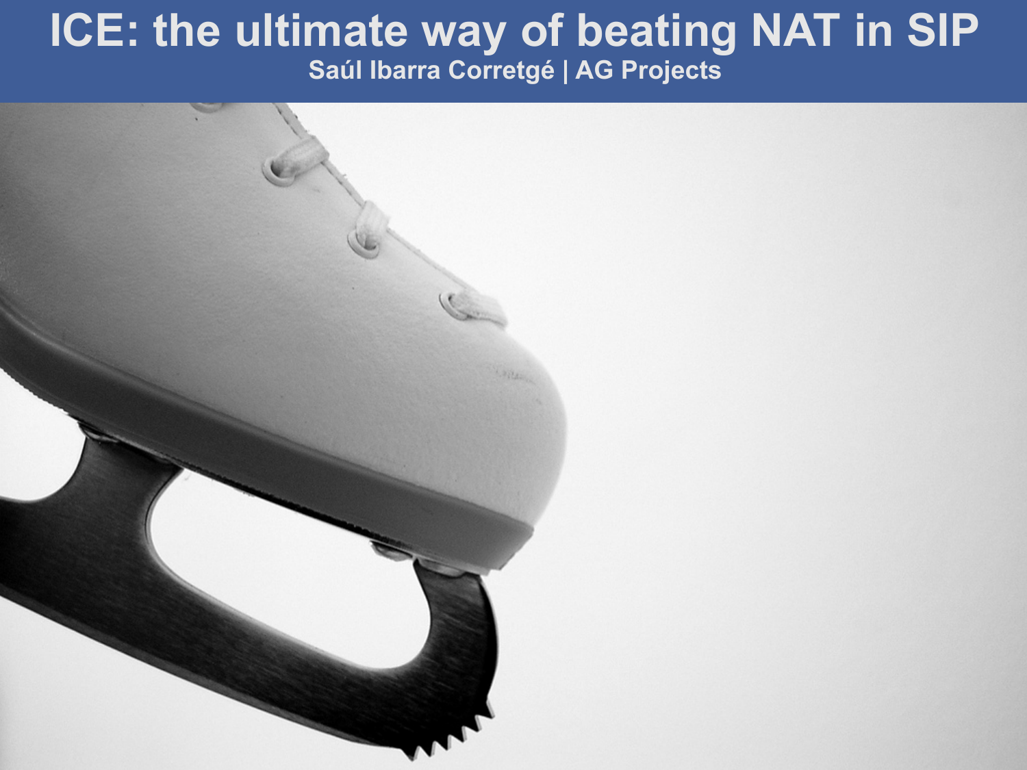# ICE: the ultimate way of beating NAT in SIP

**Saúl Ibarra Corretgé | AG Projects**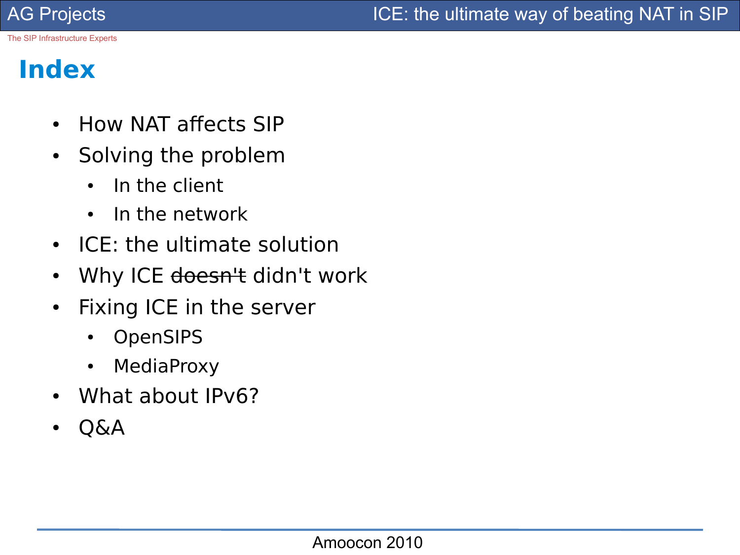# Index

- How NAT affects SIP
- Solving the problem
  - In the client
  - In the network
- ICE: the ultimate solution
- Why ICE ~~doesn't~~ didn't work
- Fixing ICE in the server
  - OpenSIPS
  - MediaProxy
- What about IPv6?
- Q&A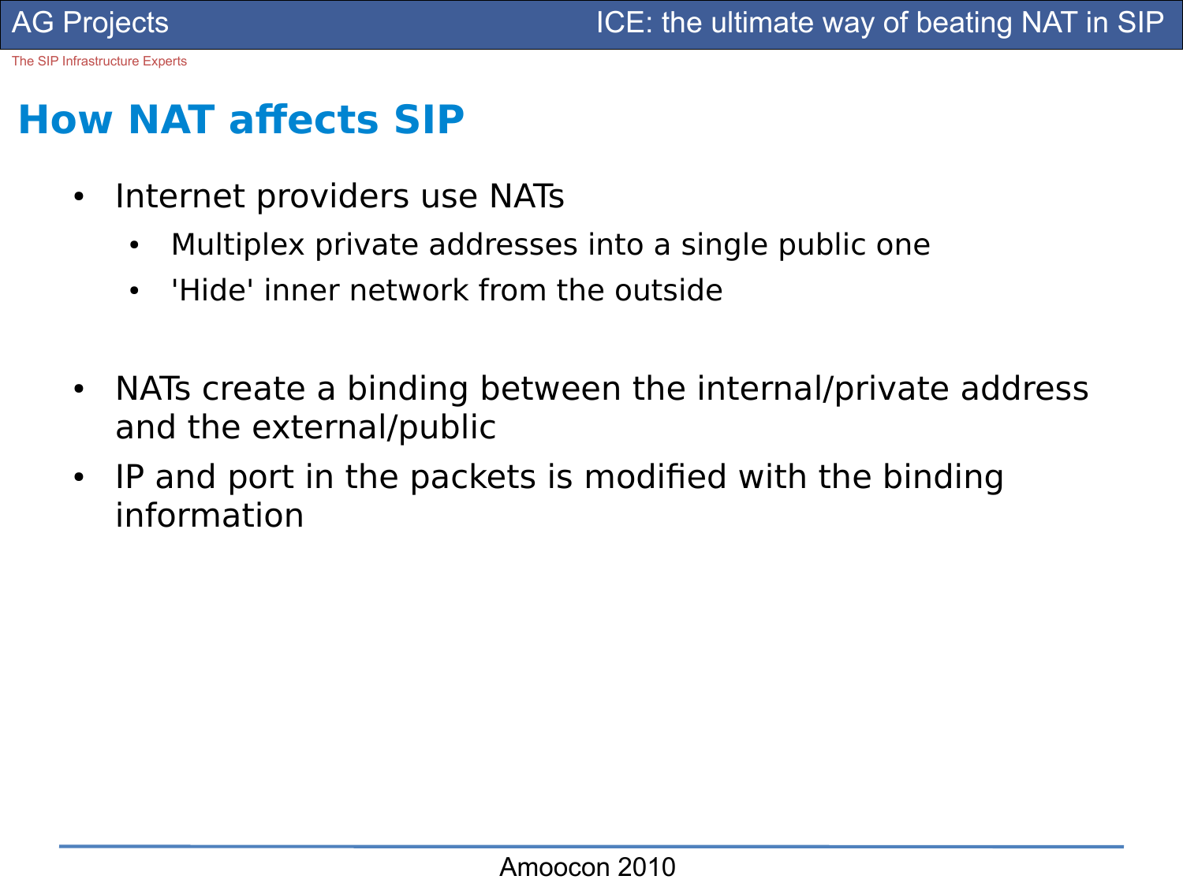# How NAT affects SIP

- Internet providers use NATs
  - Multiplex private addresses into a single public one
  - 'Hide' inner network from the outside

- NATs create a binding between the internal/private address and the external/public
- IP and port in the packets is modified with the binding information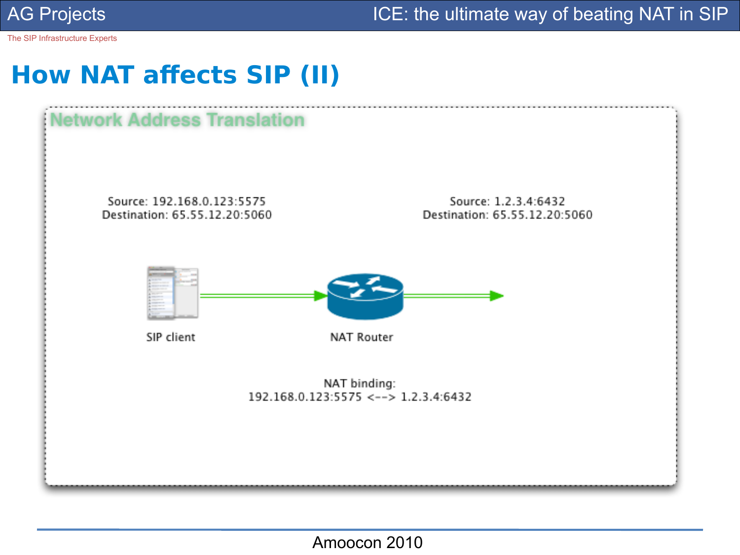# How NAT affects SIP (II)

**Network Address Translation**

Source: 192.168.0.123:5575
Destination: 65.55.12.20:5060

Source: 1.2.3.4:6432
Destination: 65.55.12.20:5060

SIP client

NAT Router

NAT binding:
192.168.0.123:5575 <--> 1.2.3.4:6432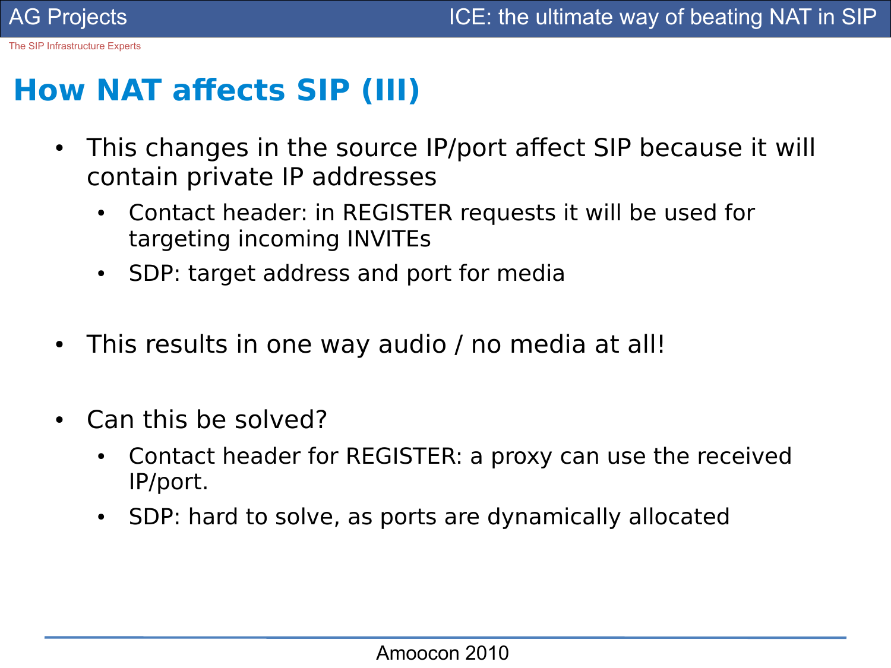## How NAT affects SIP (III)

- This changes in the source IP/port affect SIP because it will contain private IP addresses
  - Contact header: in REGISTER requests it will be used for targeting incoming INVITEs
  - SDP: target address and port for media
- This results in one way audio / no media at all!
- Can this be solved?
  - Contact header for REGISTER: a proxy can use the received IP/port.
  - SDP: hard to solve, as ports are dynamically allocated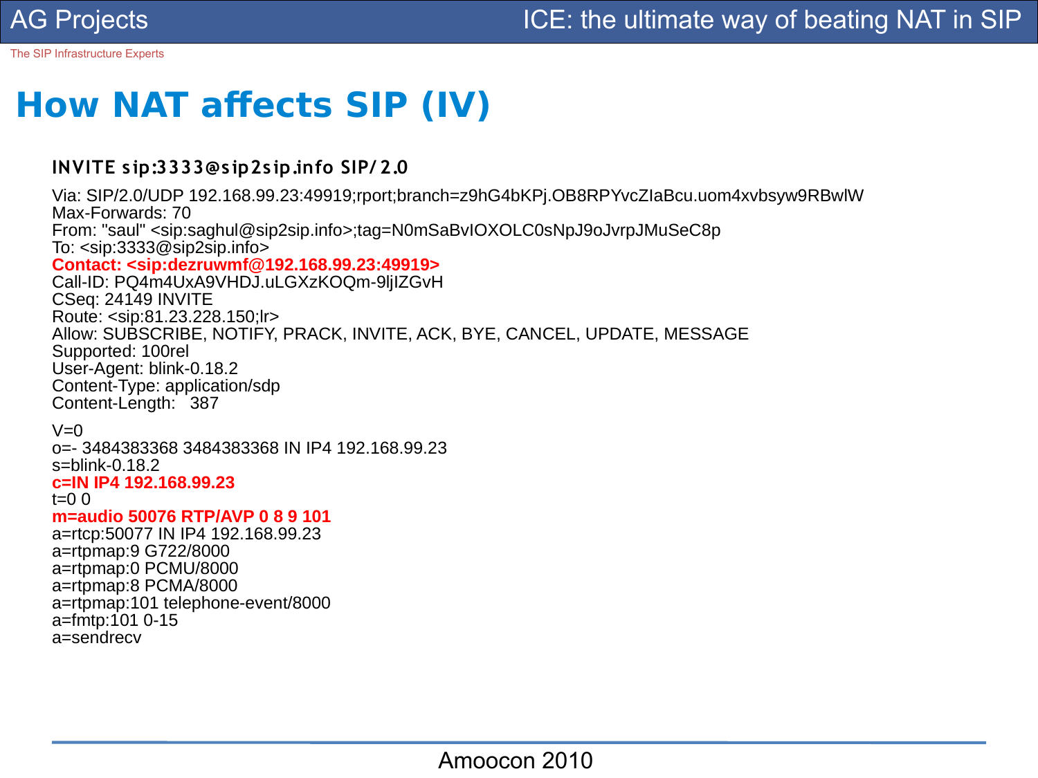# How NAT affects SIP (IV)

```
INVITE sip:3333@sip2sip.info SIP/2.0

Via: SIP/2.0/UDP 192.168.99.23:49919;rport;branch=z9hG4bKPj.OB8RPYvcZIaBcu.uom4xvbsyw9RBwlW
Max-Forwards: 70
From: "saul" <sip:saghul@sip2sip.info>;tag=N0mSaBvIOXOLC0sNpJ9oJvrpJMuSeC8p
To: <sip:3333@sip2sip.info>
Contact: <sip:dezruwmf@192.168.99.23:49919>
Call-ID: PQ4m4UxA9VHDJ.uLGXzKOQm-9ljIZGvH
CSeq: 24149 INVITE
Route: <sip:81.23.228.150;lr>
Allow: SUBSCRIBE, NOTIFY, PRACK, INVITE, ACK, BYE, CANCEL, UPDATE, MESSAGE
Supported: 100rel
User-Agent: blink-0.18.2
Content-Type: application/sdp
Content-Length:   387

V=0
o=- 3484383368 3484383368 IN IP4 192.168.99.23
s=blink-0.18.2
c=IN IP4 192.168.99.23
t=0 0
m=audio 50076 RTP/AVP 0 8 9 101
a=rtcp:50077 IN IP4 192.168.99.23
a=rtpmap:9 G722/8000
a=rtpmap:0 PCMU/8000
a=rtpmap:8 PCMA/8000
a=rtpmap:101 telephone-event/8000
a=fmtp:101 0-15
a=sendrecv
```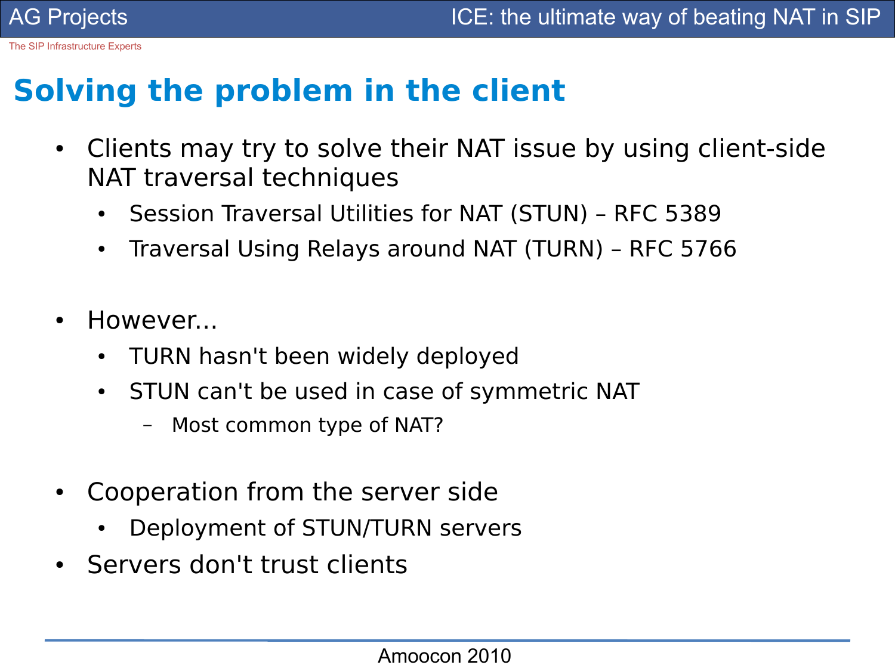# Solving the problem in the client

- Clients may try to solve their NAT issue by using client-side NAT traversal techniques
  - Session Traversal Utilities for NAT (STUN) – RFC 5389
  - Traversal Using Relays around NAT (TURN) – RFC 5766
- However...
  - TURN hasn't been widely deployed
  - STUN can't be used in case of symmetric NAT
    - Most common type of NAT?
- Cooperation from the server side
  - Deployment of STUN/TURN servers
- Servers don't trust clients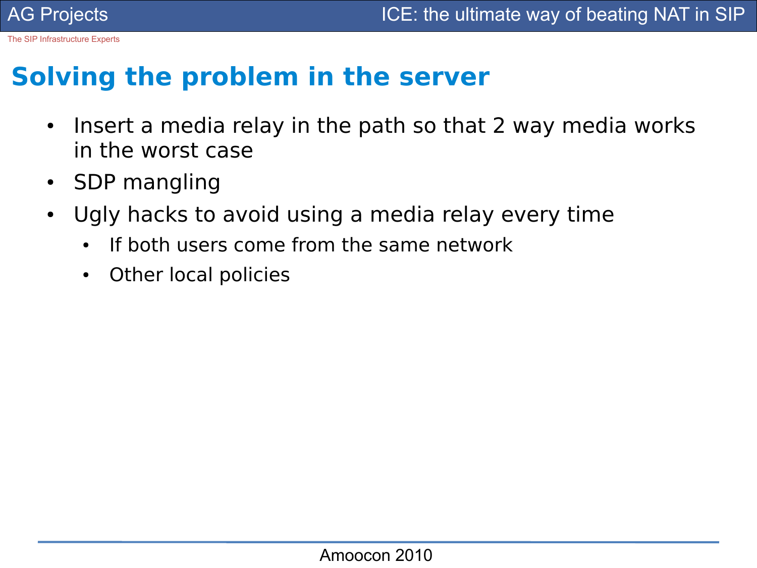## Solving the problem in the server

- Insert a media relay in the path so that 2 way media works in the worst case
- SDP mangling
- Ugly hacks to avoid using a media relay every time
  - If both users come from the same network
  - Other local policies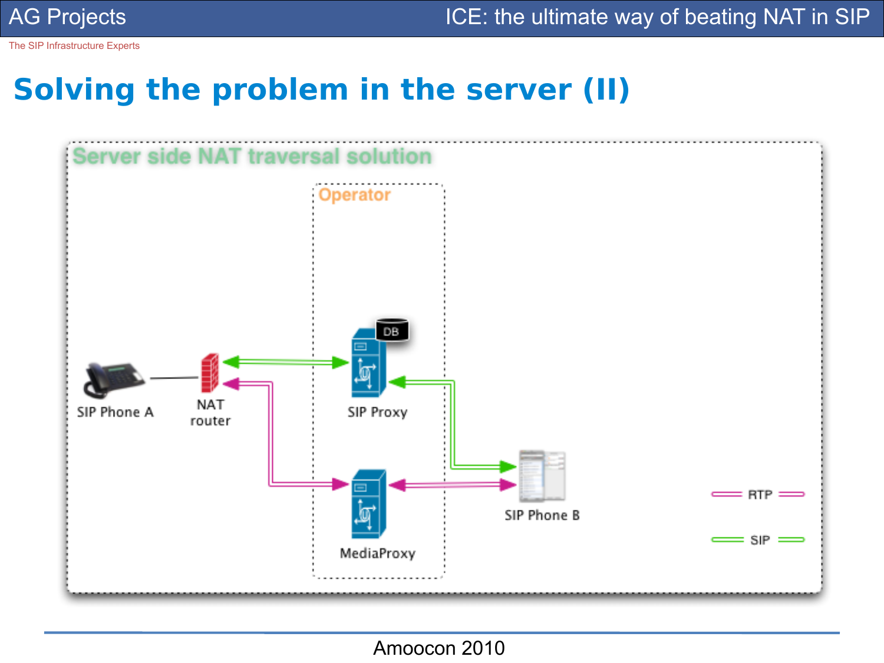# Solving the problem in the server (II)

Server side NAT traversal solution

Operator

SIP Phone A

NAT router

SIP Proxy

DB

MediaProxy

SIP Phone B

RTP

SIP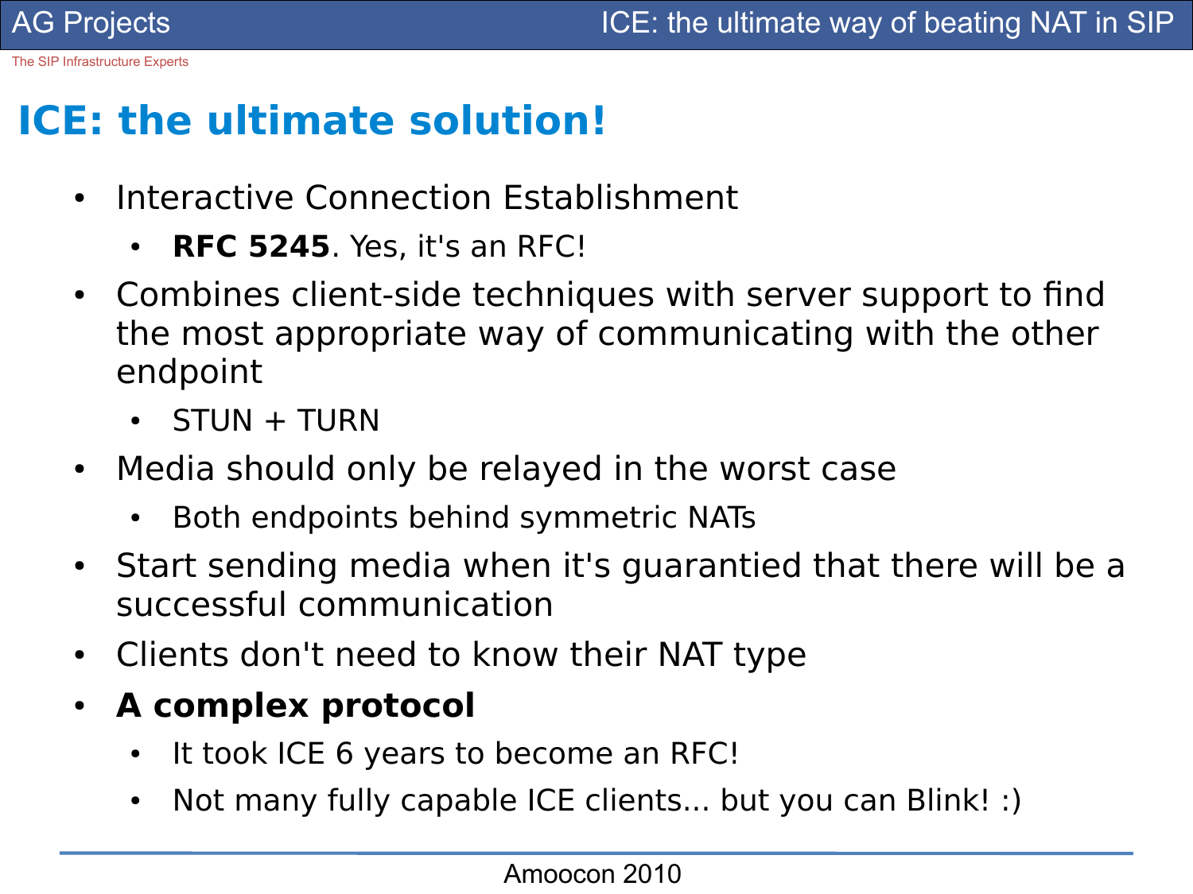# ICE: the ultimate solution!

- Interactive Connection Establishment
  - **RFC 5245**. Yes, it's an RFC!
- Combines client-side techniques with server support to find the most appropriate way of communicating with the other endpoint
  - STUN + TURN
- Media should only be relayed in the worst case
  - Both endpoints behind symmetric NATs
- Start sending media when it's guarantied that there will be a successful communication
- Clients don't need to know their NAT type
- **A complex protocol**
  - It took ICE 6 years to become an RFC!
  - Not many fully capable ICE clients... but you can Blink! :)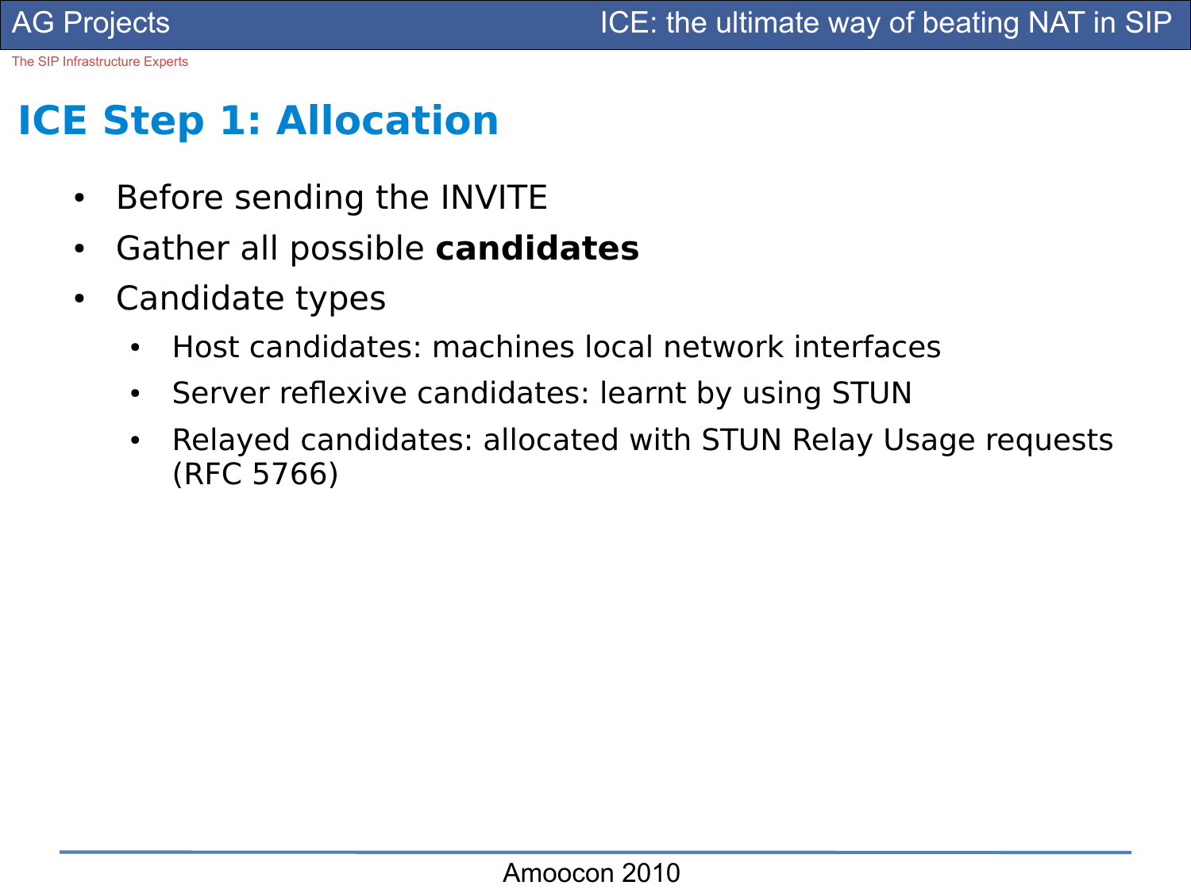# ICE Step 1: Allocation

- Before sending the INVITE
- Gather all possible **candidates**
- Candidate types
  - Host candidates: machines local network interfaces
  - Server reflexive candidates: learnt by using STUN
  - Relayed candidates: allocated with STUN Relay Usage requests (RFC 5766)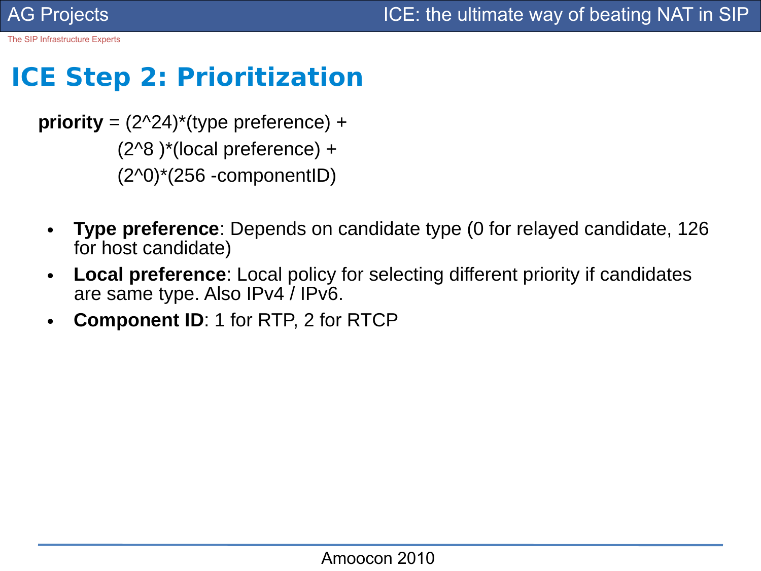# ICE Step 2: Prioritization

**priority** = $(2^{24})$*(type preference) +
$(2^8)$*(local preference) +
$(2^0)$*(256 -componentID)

- **Type preference**: Depends on candidate type (0 for relayed candidate, 126 for host candidate)
- **Local preference**: Local policy for selecting different priority if candidates are same type. Also IPv4 / IPv6.
- **Component ID**: 1 for RTP, 2 for RTCP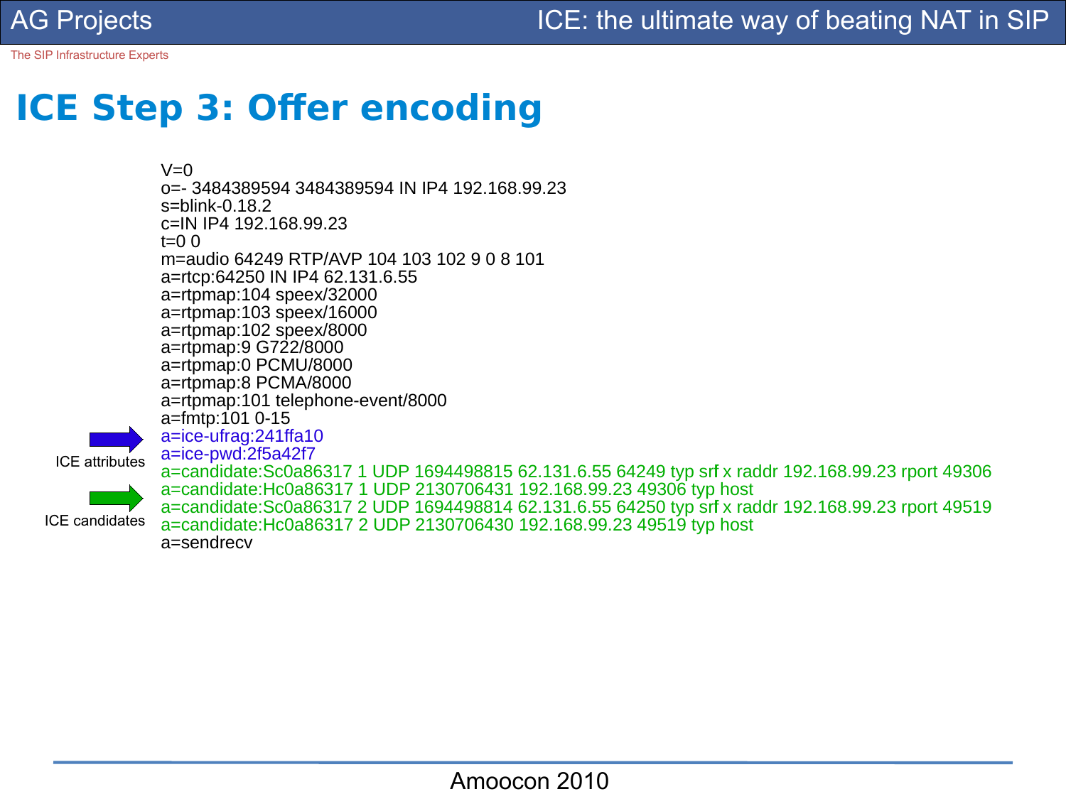# ICE Step 3: Offer encoding

```
V=0
o=- 3484389594 3484389594 IN IP4 192.168.99.23
s=blink-0.18.2
c=IN IP4 192.168.99.23
t=0 0
m=audio 64249 RTP/AVP 104 103 102 9 0 8 101
a=rtcp:64250 IN IP4 62.131.6.55
a=rtpmap:104 speex/32000
a=rtpmap:103 speex/16000
a=rtpmap:102 speex/8000
a=rtpmap:9 G722/8000
a=rtpmap:0 PCMU/8000
a=rtpmap:8 PCMA/8000
a=rtpmap:101 telephone-event/8000
a=fmtp:101 0-15
a=ice-ufrag:241ffa10
a=ice-pwd:2f5a42f7
a=candidate:Sc0a86317 1 UDP 1694498815 62.131.6.55 64249 typ srflx raddr 192.168.99.23 rport 49306
a=candidate:Hc0a86317 1 UDP 2130706431 192.168.99.23 49306 typ host
a=candidate:Sc0a86317 2 UDP 1694498814 62.131.6.55 64250 typ srflx raddr 192.168.99.23 rport 49519
a=candidate:Hc0a86317 2 UDP 2130706430 192.168.99.23 49519 typ host
a=sendrecv
```

ICE attributes: a=ice-ufrag, a=ice-pwd

ICE candidates: a=candidate lines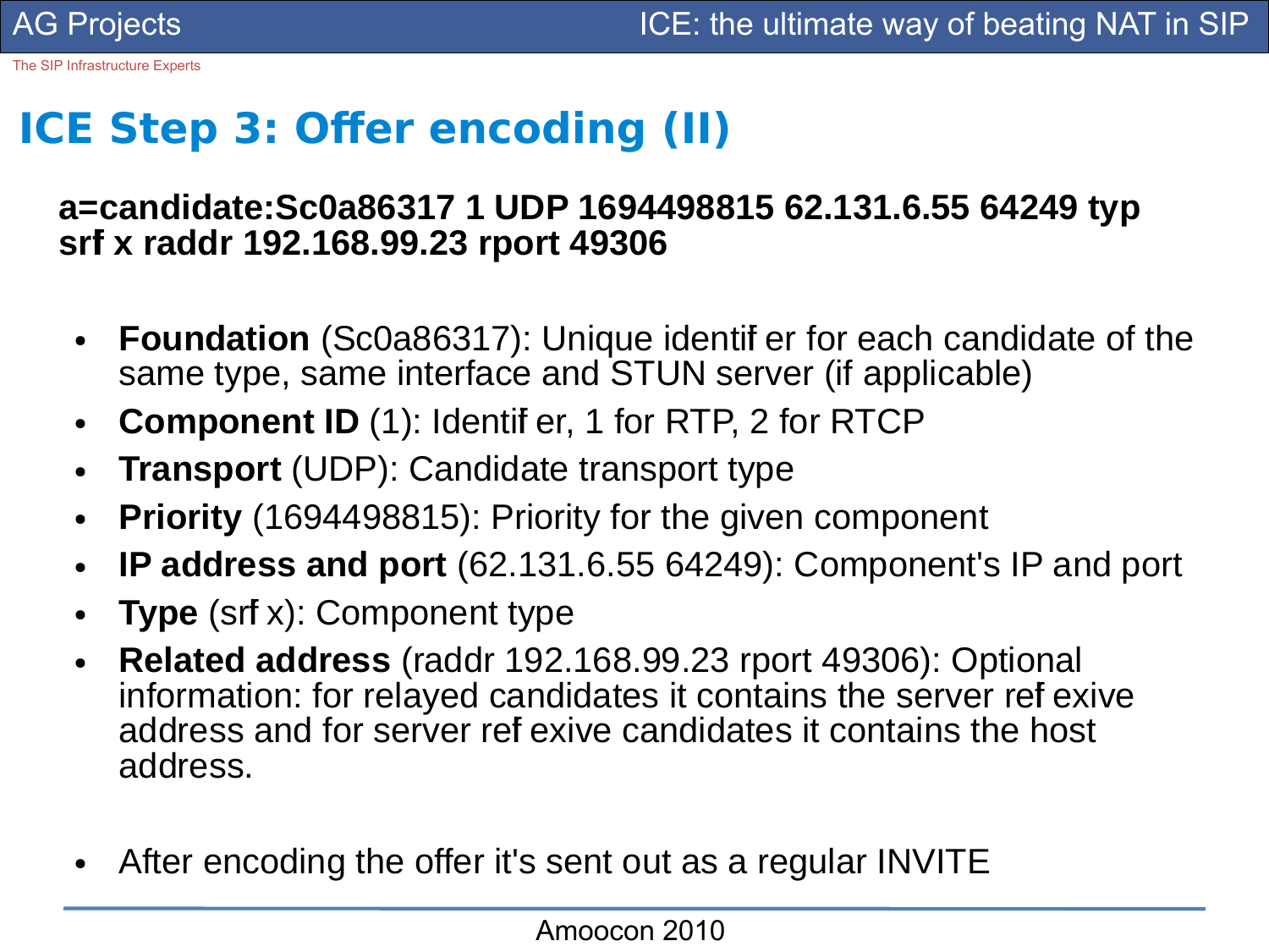# ICE Step 3: Offer encoding (II)

**a=candidate:Sc0a86317 1 UDP 1694498815 62.131.6.55 64249 typ srflx raddr 192.168.99.23 rport 49306**

- **Foundation** (Sc0a86317): Unique identifier for each candidate of the same type, same interface and STUN server (if applicable)
- **Component ID** (1): Identifier, 1 for RTP, 2 for RTCP
- **Transport** (UDP): Candidate transport type
- **Priority** (1694498815): Priority for the given component
- **IP address and port** (62.131.6.55 64249): Component's IP and port
- **Type** (srflx): Component type
- **Related address** (raddr 192.168.99.23 rport 49306): Optional information: for relayed candidates it contains the server reflexive address and for server reflexive candidates it contains the host address.

- After encoding the offer it's sent out as a regular INVITE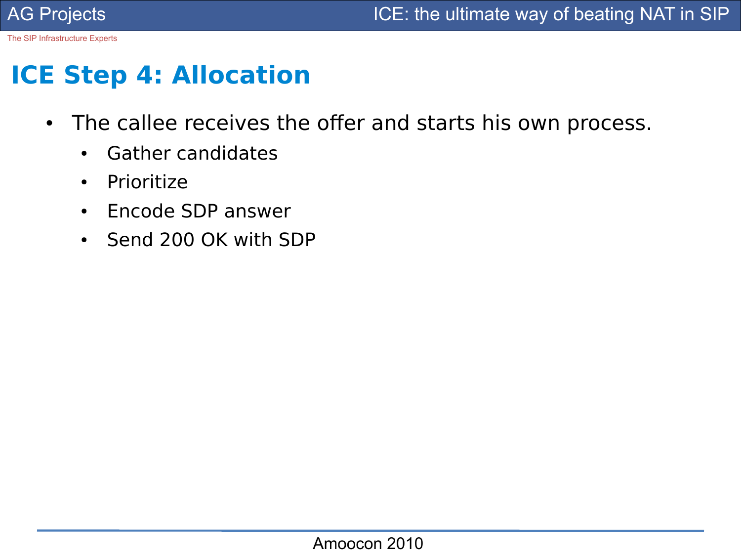# ICE Step 4: Allocation

- The callee receives the offer and starts his own process.
  - Gather candidates
  - Prioritize
  - Encode SDP answer
  - Send 200 OK with SDP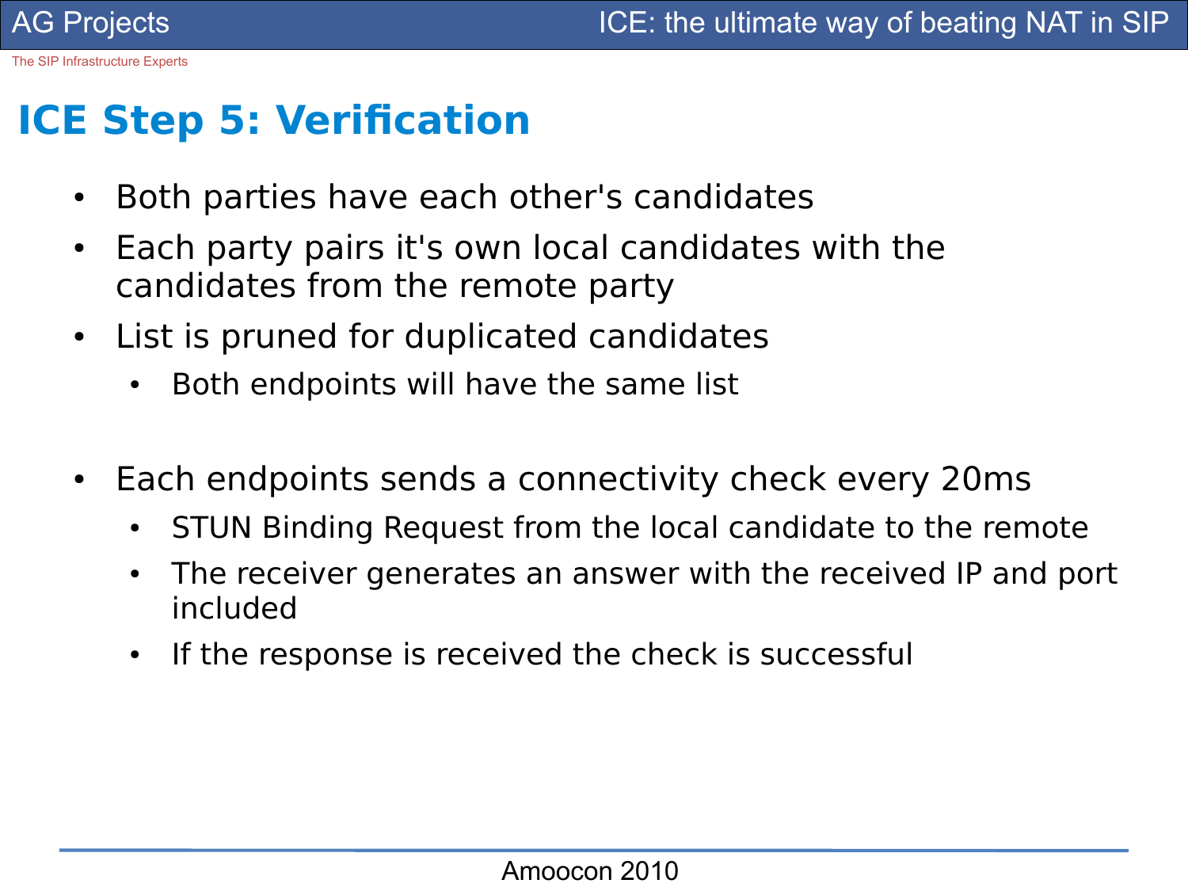# ICE Step 5: Verification

- Both parties have each other's candidates
- Each party pairs it's own local candidates with the candidates from the remote party
- List is pruned for duplicated candidates
  - Both endpoints will have the same list

- Each endpoints sends a connectivity check every 20ms
  - STUN Binding Request from the local candidate to the remote
  - The receiver generates an answer with the received IP and port included
  - If the response is received the check is successful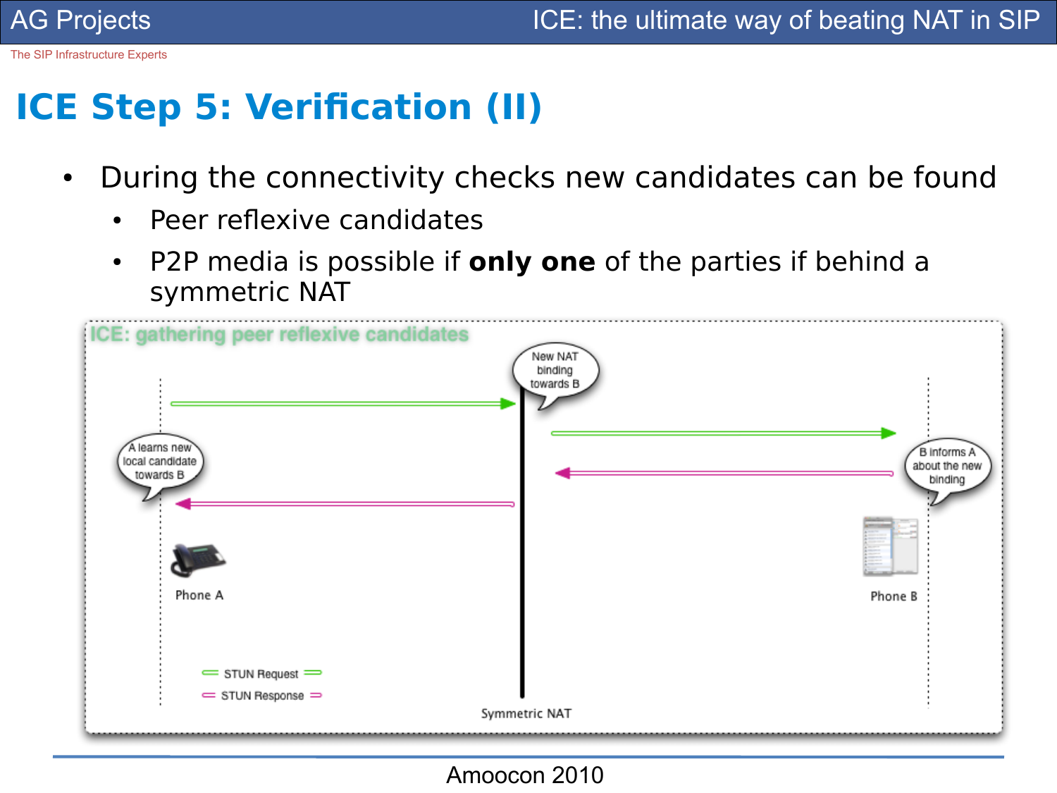# ICE Step 5: Verification (II)

- During the connectivity checks new candidates can be found
  - Peer reflexive candidates
  - P2P media is possible if **only one** of the parties if behind a symmetric NAT

ICE: gathering peer reflexive candidates

New NAT binding towards B

A learns new local candidate towards B

B informs A about the new binding

Phone A

Phone B

STUN Request

STUN Response

Symmetric NAT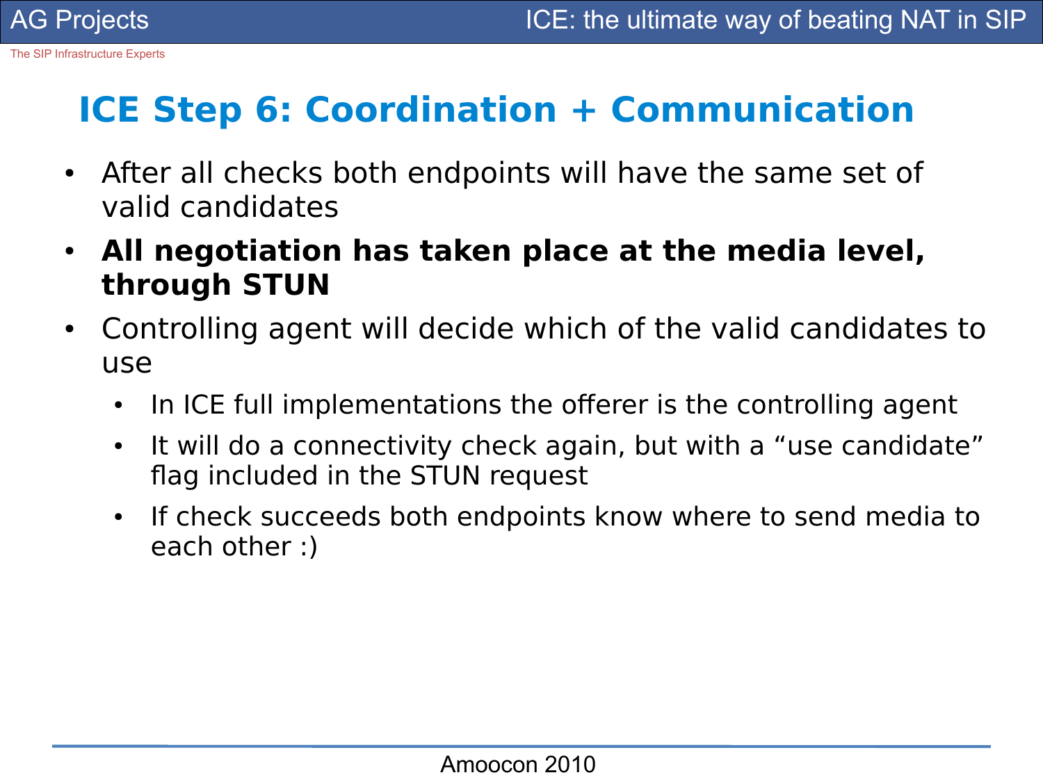# ICE Step 6: Coordination + Communication

- After all checks both endpoints will have the same set of valid candidates
- **All negotiation has taken place at the media level, through STUN**
- Controlling agent will decide which of the valid candidates to use
  - In ICE full implementations the offerer is the controlling agent
  - It will do a connectivity check again, but with a “use candidate” flag included in the STUN request
  - If check succeeds both endpoints know where to send media to each other :)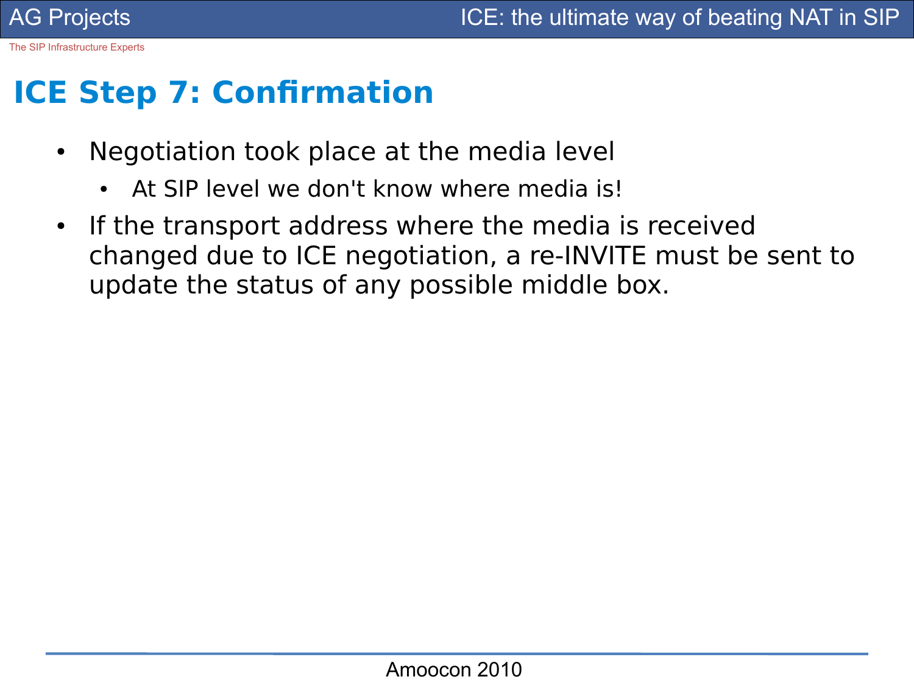# ICE Step 7: Confirmation

- Negotiation took place at the media level
  - At SIP level we don't know where media is!
- If the transport address where the media is received changed due to ICE negotiation, a re-INVITE must be sent to update the status of any possible middle box.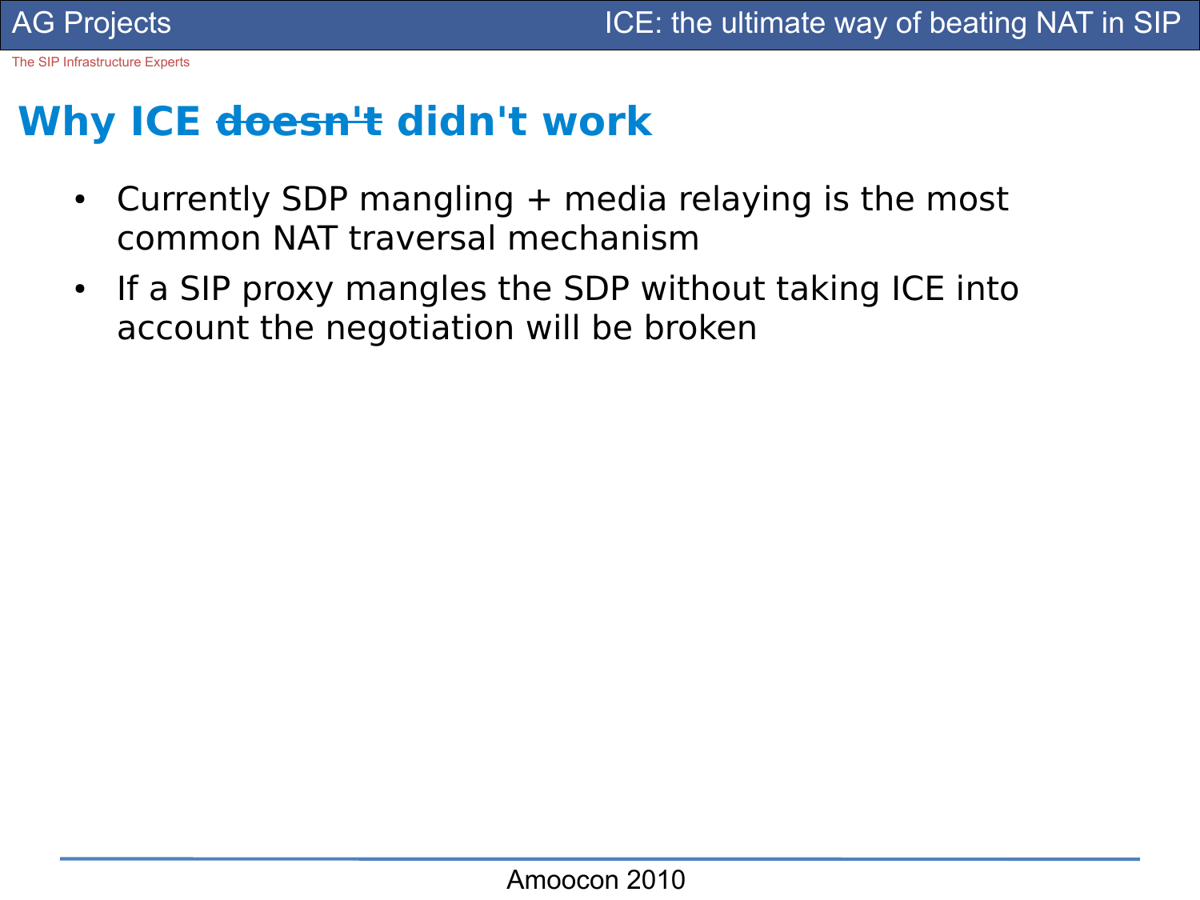## Why ICE ~~doesn't~~ didn't work

- Currently SDP mangling + media relaying is the most common NAT traversal mechanism
- If a SIP proxy mangles the SDP without taking ICE into account the negotiation will be broken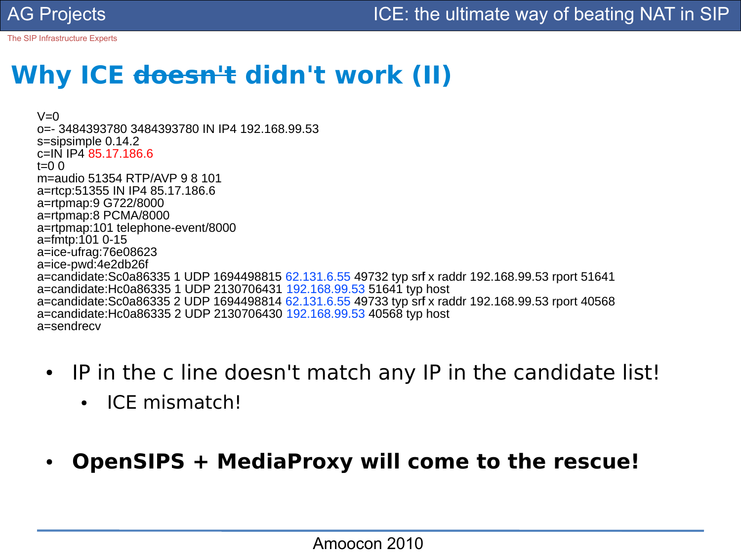# Why ICE ~~doesn't~~ didn't work (II)

```
V=0
o=- 3484393780 3484393780 IN IP4 192.168.99.53
s=sipsimple 0.14.2
c=IN IP4 85.17.186.6
t=0 0
m=audio 51354 RTP/AVP 9 8 101
a=rtcp:51355 IN IP4 85.17.186.6
a=rtpmap:9 G722/8000
a=rtpmap:8 PCMA/8000
a=rtpmap:101 telephone-event/8000
a=fmtp:101 0-15
a=ice-ufrag:76e08623
a=ice-pwd:4e2db26f
a=candidate:Sc0a86335 1 UDP 1694498815 62.131.6.55 49732 typ srflx raddr 192.168.99.53 rport 51641
a=candidate:Hc0a86335 1 UDP 2130706431 192.168.99.53 51641 typ host
a=candidate:Sc0a86335 2 UDP 1694498814 62.131.6.55 49733 typ srflx raddr 192.168.99.53 rport 40568
a=candidate:Hc0a86335 2 UDP 2130706430 192.168.99.53 40568 typ host
a=sendrecv
```

- IP in the c line doesn't match any IP in the candidate list!
  - ICE mismatch!

- **OpenSIPS + MediaProxy will come to the rescue!**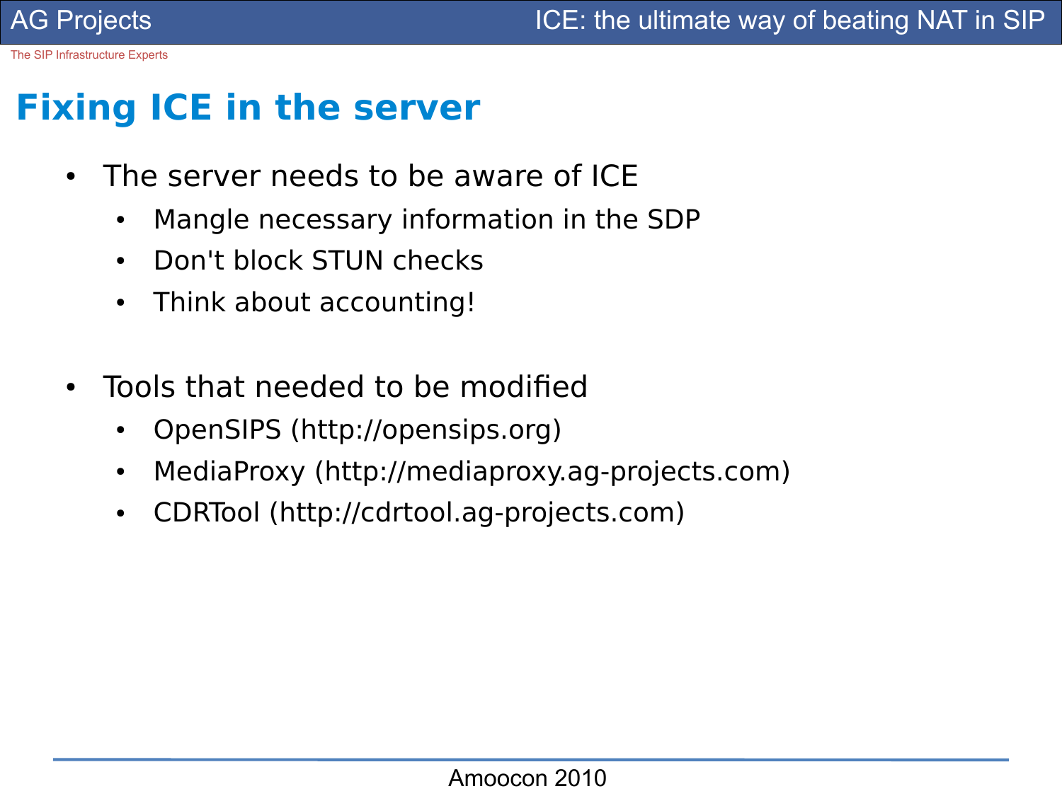# Fixing ICE in the server

- The server needs to be aware of ICE
  - Mangle necessary information in the SDP
  - Don't block STUN checks
  - Think about accounting!

- Tools that needed to be modified
  - OpenSIPS (http://opensips.org)
  - MediaProxy (http://mediaproxy.ag-projects.com)
  - CDRTool (http://cdrtool.ag-projects.com)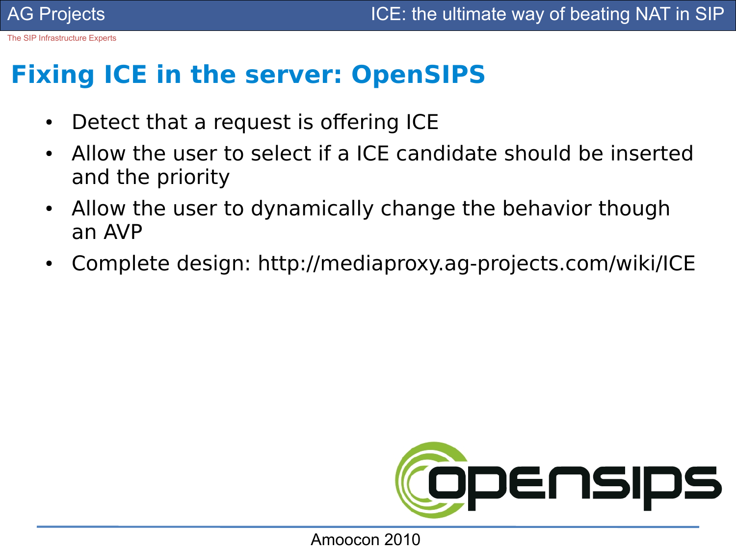# Fixing ICE in the server: OpenSIPS

- Detect that a request is offering ICE
- Allow the user to select if a ICE candidate should be inserted and the priority
- Allow the user to dynamically change the behavior though an AVP
- Complete design: http://mediaproxy.ag-projects.com/wiki/ICE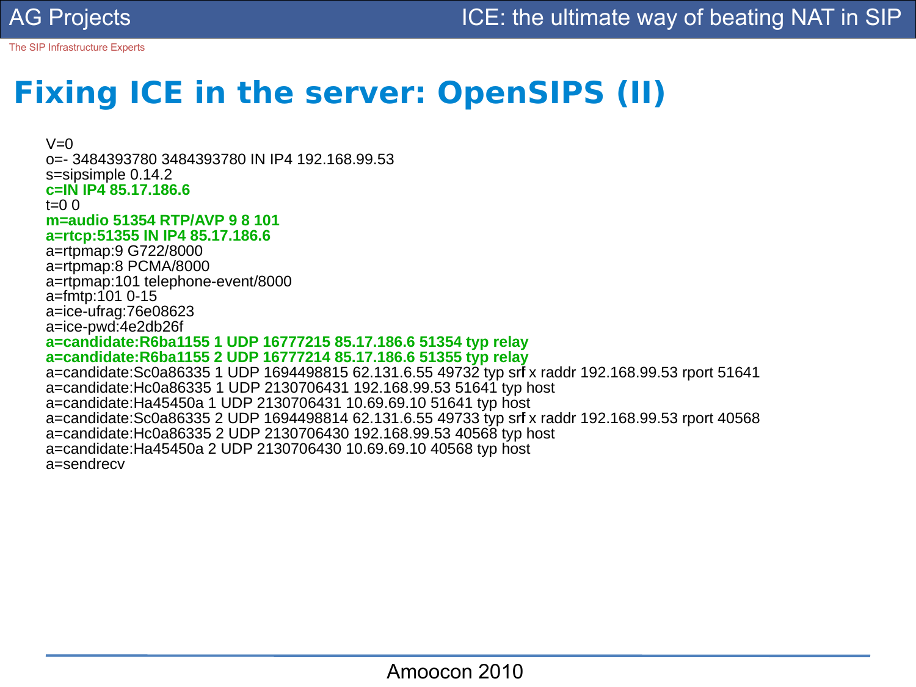# Fixing ICE in the server: OpenSIPS (II)

```
V=0
o=- 3484393780 3484393780 IN IP4 192.168.99.53
s=sipsimple 0.14.2
c=IN IP4 85.17.186.6
t=0 0
m=audio 51354 RTP/AVP 9 8 101
a=rtcp:51355 IN IP4 85.17.186.6
a=rtpmap:9 G722/8000
a=rtpmap:8 PCMA/8000
a=rtpmap:101 telephone-event/8000
a=fmtp:101 0-15
a=ice-ufrag:76e08623
a=ice-pwd:4e2db26f
a=candidate:R6ba1155 1 UDP 16777215 85.17.186.6 51354 typ relay
a=candidate:R6ba1155 2 UDP 16777214 85.17.186.6 51355 typ relay
a=candidate:Sc0a86335 1 UDP 1694498815 62.131.6.55 49732 typ srflx raddr 192.168.99.53 rport 51641
a=candidate:Hc0a86335 1 UDP 2130706431 192.168.99.53 51641 typ host
a=candidate:Ha45450a 1 UDP 2130706431 10.69.69.10 51641 typ host
a=candidate:Sc0a86335 2 UDP 1694498814 62.131.6.55 49733 typ srflx raddr 192.168.99.53 rport 40568
a=candidate:Hc0a86335 2 UDP 2130706430 192.168.99.53 40568 typ host
a=candidate:Ha45450a 2 UDP 2130706430 10.69.69.10 40568 typ host
a=sendrecv
```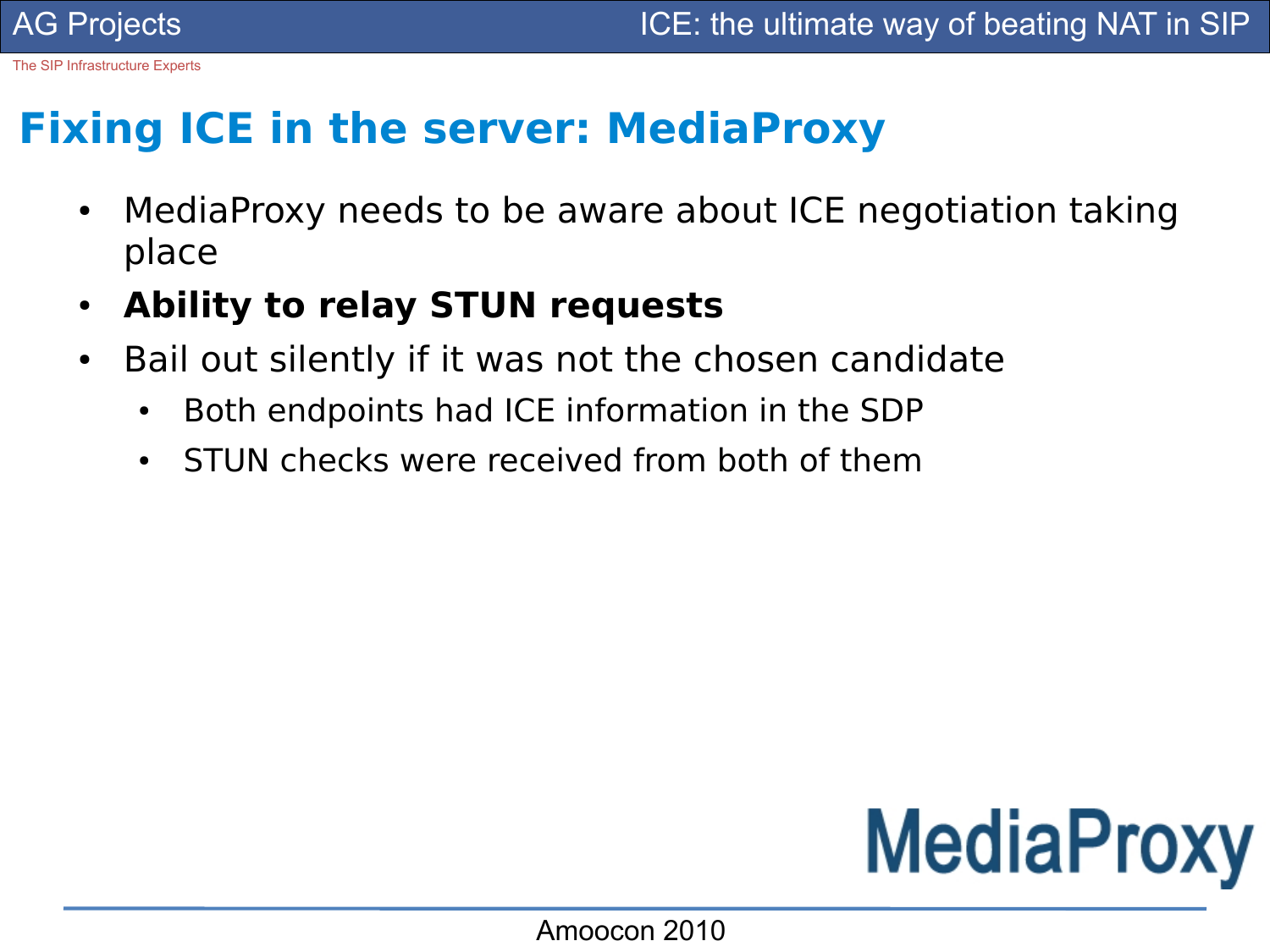## Fixing ICE in the server: MediaProxy

- MediaProxy needs to be aware about ICE negotiation taking place
- **Ability to relay STUN requests**
- Bail out silently if it was not the chosen candidate
  - Both endpoints had ICE information in the SDP
  - STUN checks were received from both of them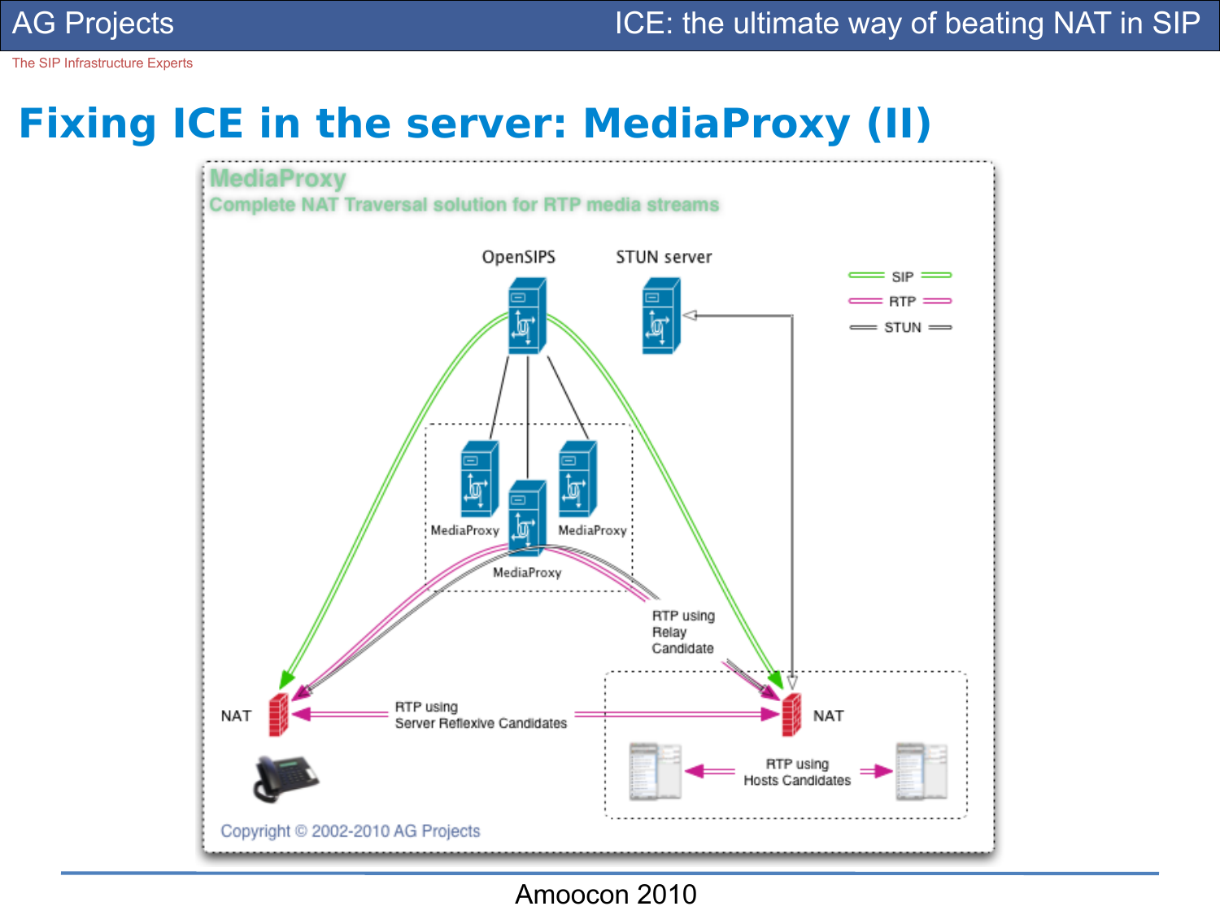# Fixing ICE in the server: MediaProxy (II)

MediaProxy

Complete NAT Traversal solution for RTP media streams

OpenSIPS

STUN server

SIP

RTP

STUN

MediaProxy

MediaProxy

MediaProxy

RTP using Relay Candidate

NAT

RTP using Server Reflexive Candidates

NAT

RTP using Hosts Candidates

Copyright © 2002-2010 AG Projects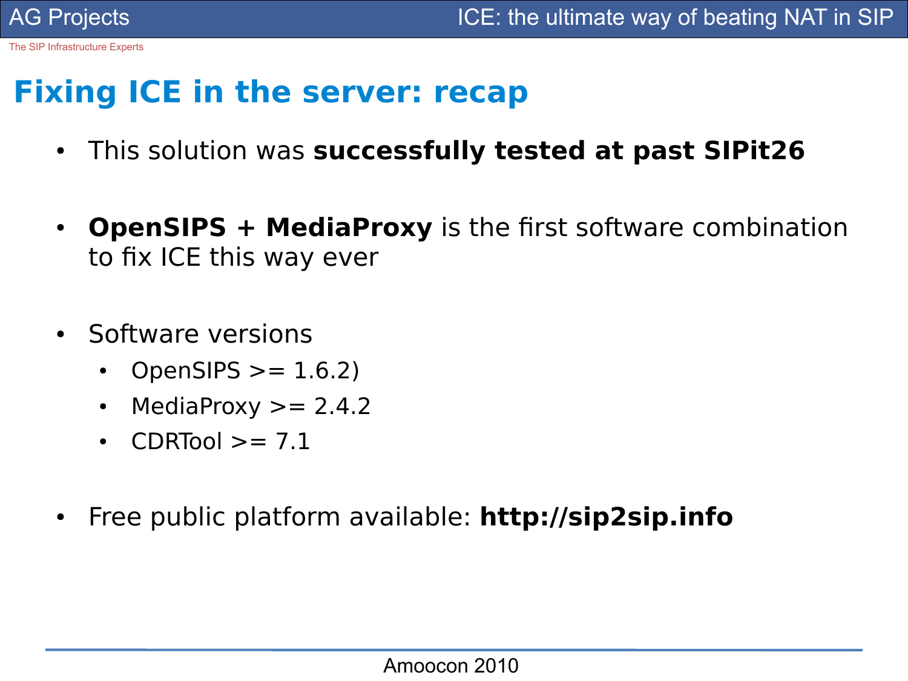# Fixing ICE in the server: recap

- This solution was **successfully tested at past SIPit26**
- **OpenSIPS + MediaProxy** is the first software combination to fix ICE this way ever
- Software versions
  - OpenSIPS >= 1.6.2)
  - MediaProxy >= 2.4.2
  - CDRTool >= 7.1
- Free public platform available: **http://sip2sip.info**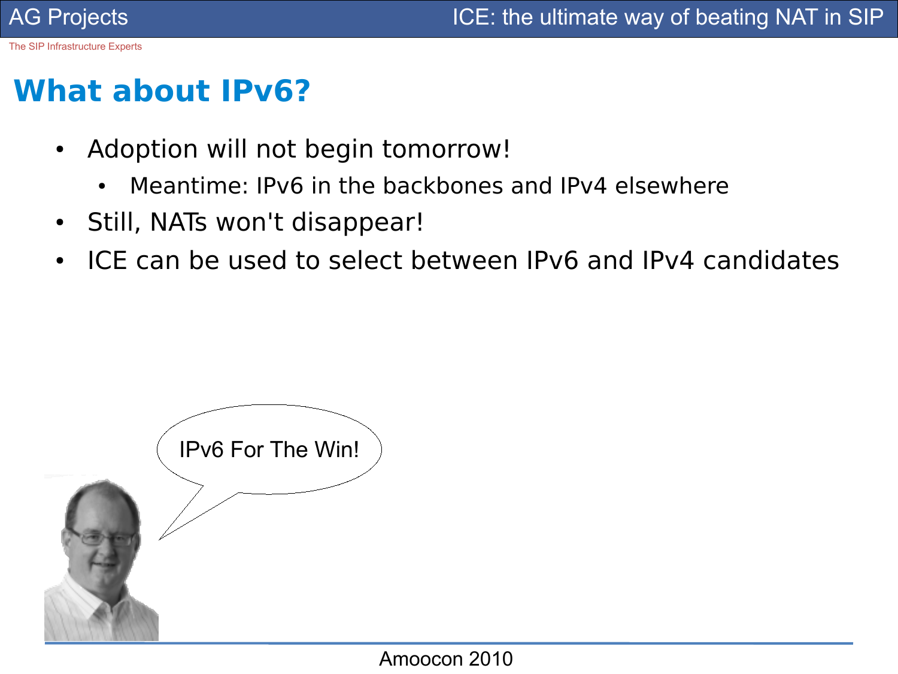# What about IPv6?

- Adoption will not begin tomorrow!
  - Meantime: IPv6 in the backbones and IPv4 elsewhere
- Still, NATs won't disappear!
- ICE can be used to select between IPv6 and IPv4 candidates

IPv6 For The Win!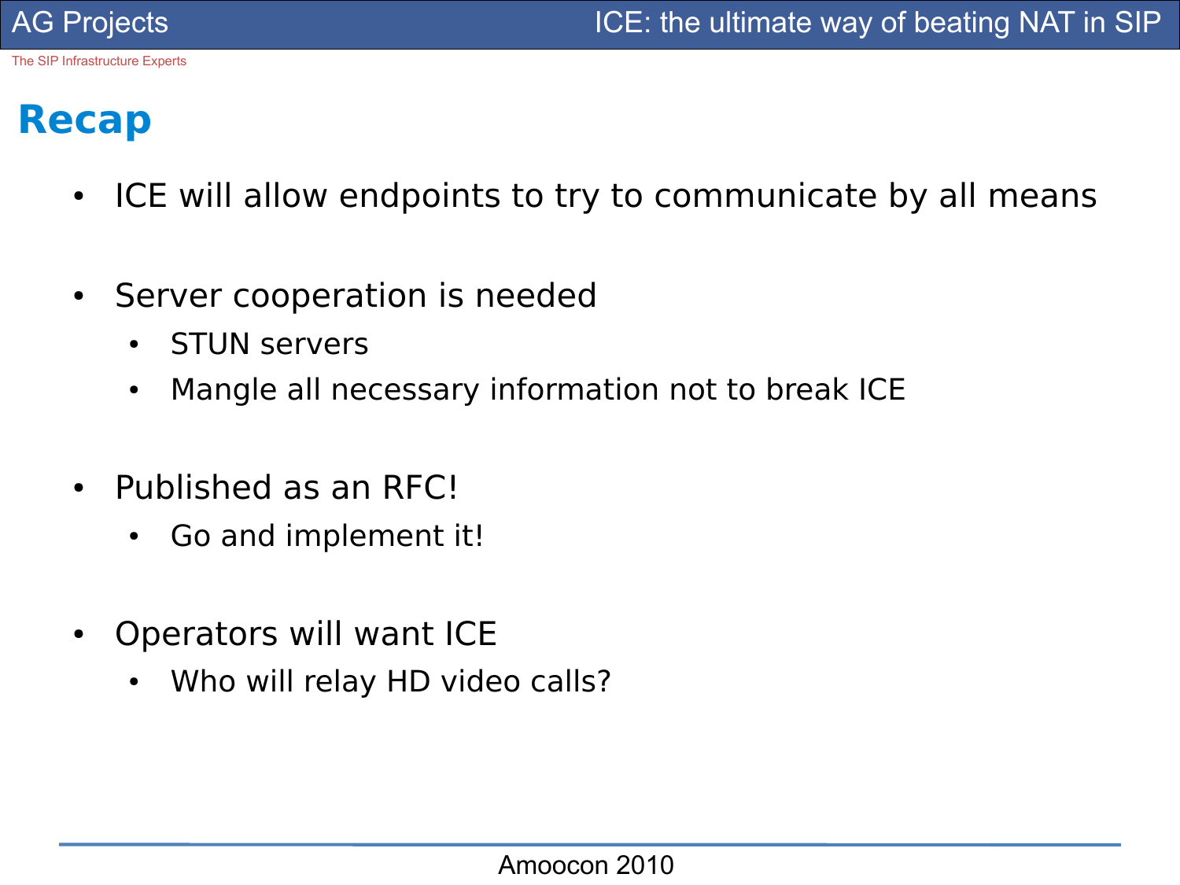# Recap

- ICE will allow endpoints to try to communicate by all means
- Server cooperation is needed
  - STUN servers
  - Mangle all necessary information not to break ICE
- Published as an RFC!
  - Go and implement it!
- Operators will want ICE
  - Who will relay HD video calls?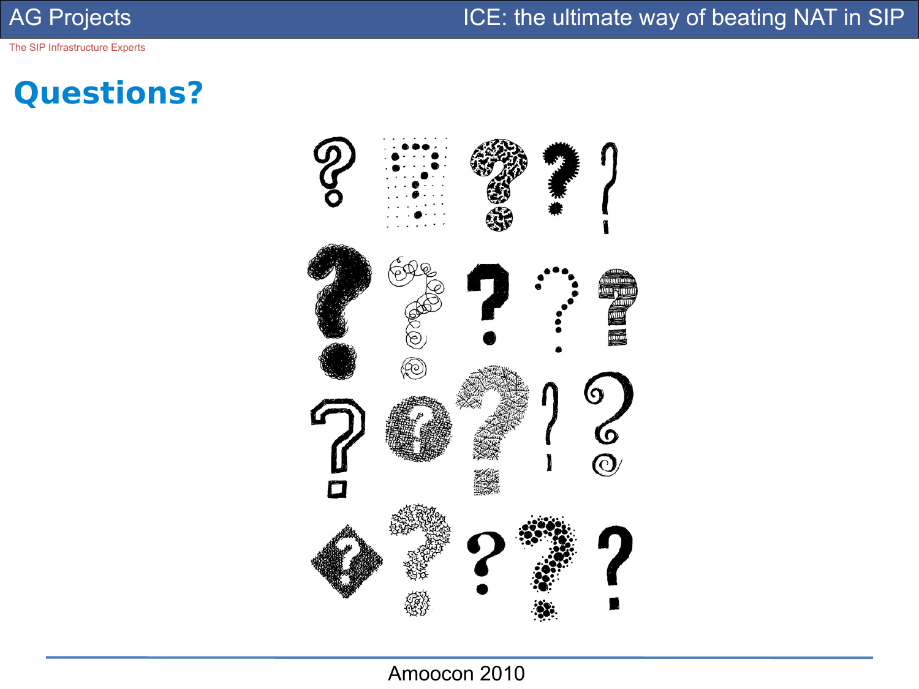# Questions?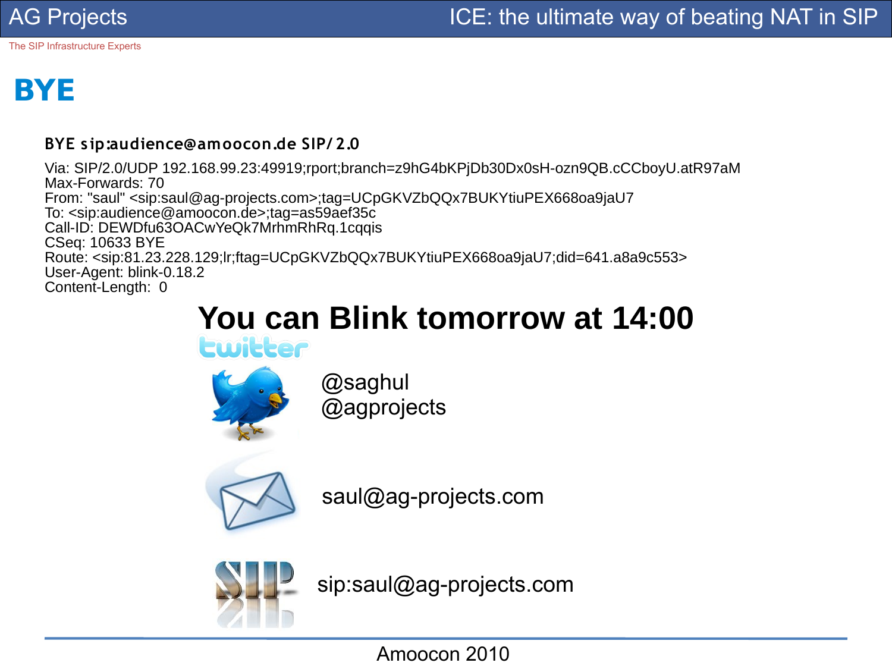# BYE

```
BYE sip:audience@amoocon.de SIP/2.0
Via: SIP/2.0/UDP 192.168.99.23:49919;rport;branch=z9hG4bKPjDb30Dx0sH-ozn9QB.cCCboyU.atR97aM
Max-Forwards: 70
From: "saul" <sip:saul@ag-projects.com>;tag=UCpGKVZbQQx7BUKYtiuPEX668oa9jaU7
To: <sip:audience@amoocon.de>;tag=as59aef35c
Call-ID: DEWDfu63OACwYeQk7MrhmRhRq.1cqqis
CSeq: 10633 BYE
Route: <sip:81.23.228.129;lr;ftag=UCpGKVZbQQx7BUKYtiuPEX668oa9jaU7;did=641.a8a9c553>
User-Agent: blink-0.18.2
Content-Length:  0
```

**You can Blink tomorrow at 14:00**

twitter

@saghul
@agprojects

saul@ag-projects.com

sip:saul@ag-projects.com

Amoocon 2010